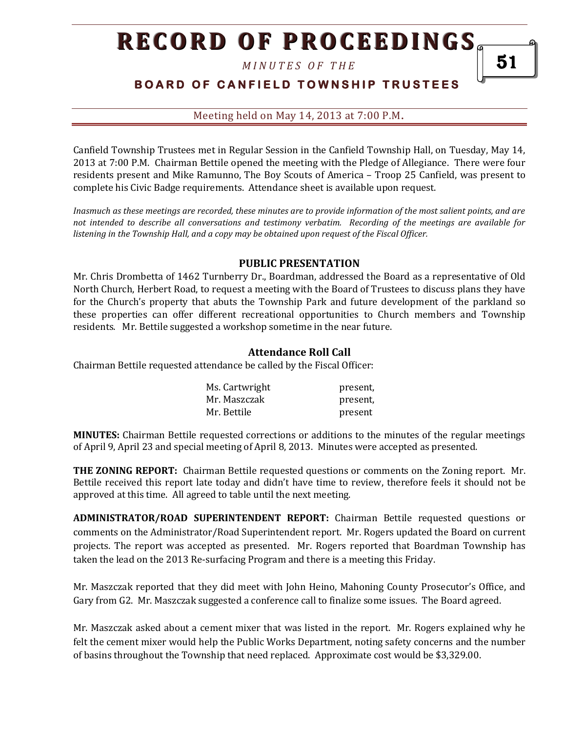# RECORD OF PROCEEDINGS

*MINUTES OF THE*

## BOARD OF CANFIELD TOWNSHIP TRUSTEES

Meeting held on May 14, 2013 at 7:00 P.M.

Canfield Township Trustees met in Regular Session in the Canfield Township Hall, on Tuesday, May 14, 2013 at 7:00 P.M. Chairman Bettile opened the meeting with the Pledge of Allegiance. There were four residents present and Mike Ramunno, The Boy Scouts of America – Troop 25 Canfield, was present to complete his Civic Badge requirements. Attendance sheet is available upon request.

*Inasmuch as these meetings are recorded, these minutes are to provide information of the most salient points, and are not intended to describe all conversations and testimony verbatim. Recording of the meetings are available for listening in the Township Hall, and a copy may be obtained upon request of the Fiscal Officer.*

### PUBLIC PRESENTATION

Mr. Chris Drombetta of 1462 Turnberry Dr., Boardman, addressed the Board as a representative of Old North Church, Herbert Road, to request a meeting with the Board of Trustees to discuss plans they have for the Church's property that abuts the Township Park and future development of the parkland so these properties can offer different recreational opportunities to Church members and Township residents. Mr. Bettile suggested a workshop sometime in the near future.

### Attendance Roll Call

Chairman Bettile requested attendance be called by the Fiscal Officer:

| | |
|---|---|
| Ms. Cartwright | present, |
| Mr. Maszczak | present, |
| Mr. Bettile | present |

**MINUTES:** Chairman Bettile requested corrections or additions to the minutes of the regular meetings of April 9, April 23 and special meeting of April 8, 2013. Minutes were accepted as presented.

**THE ZONING REPORT:** Chairman Bettile requested questions or comments on the Zoning report. Mr. Bettile received this report late today and didn't have time to review, therefore feels it should not be approved at this time. All agreed to table until the next meeting.

**ADMINISTRATOR/ROAD SUPERINTENDENT REPORT:** Chairman Bettile requested questions or comments on the Administrator/Road Superintendent report. Mr. Rogers updated the Board on current projects. The report was accepted as presented. Mr. Rogers reported that Boardman Township has taken the lead on the 2013 Re-surfacing Program and there is a meeting this Friday.

Mr. Maszczak reported that they did meet with John Heino, Mahoning County Prosecutor's Office, and Gary from G2. Mr. Maszczak suggested a conference call to finalize some issues. The Board agreed.

Mr. Maszczak asked about a cement mixer that was listed in the report. Mr. Rogers explained why he felt the cement mixer would help the Public Works Department, noting safety concerns and the number of basins throughout the Township that need replaced. Approximate cost would be $3,329.00.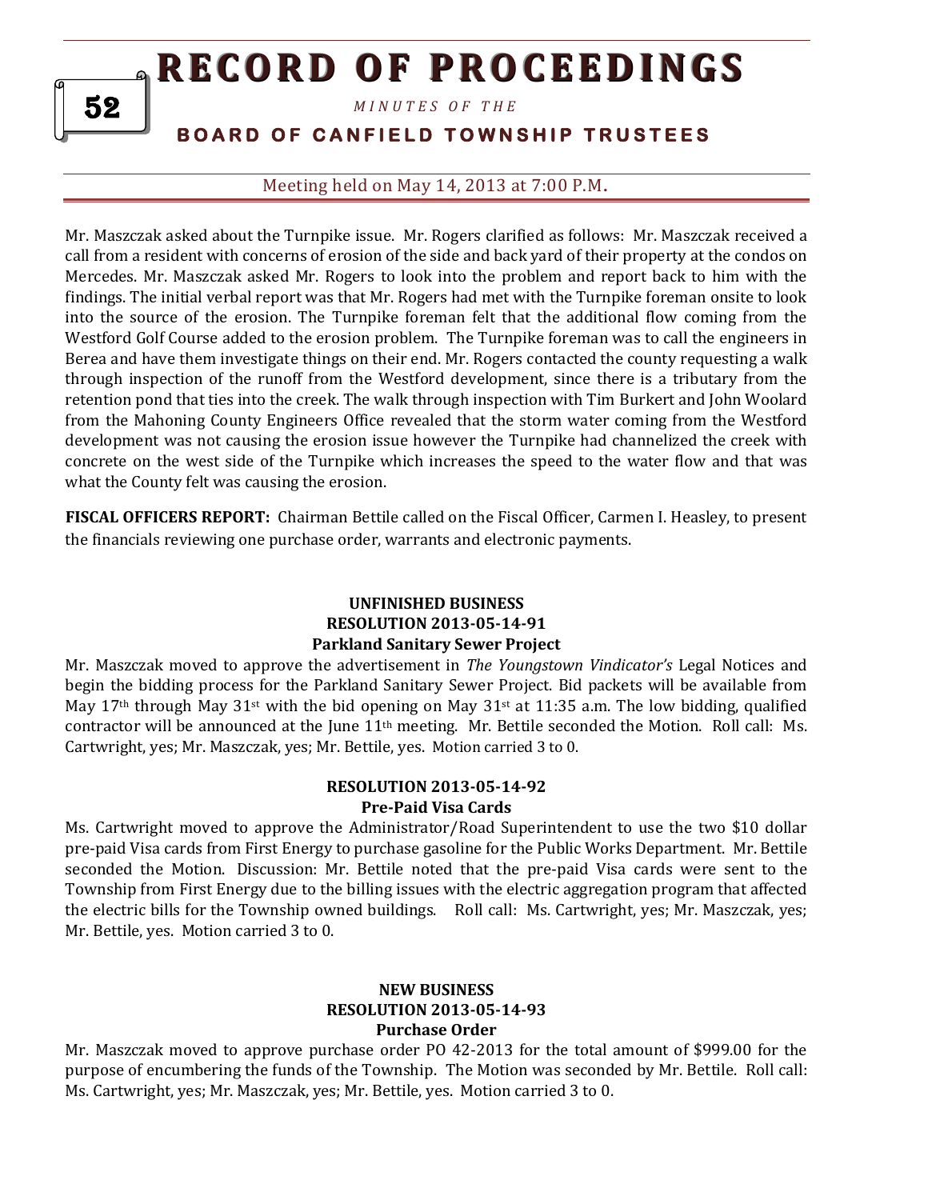Mr. Maszczak asked about the Turnpike issue. Mr. Rogers clarified as follows: Mr. Maszczak received a call from a resident with concerns of erosion of the side and back yard of their property at the condos on Mercedes. Mr. Maszczak asked Mr. Rogers to look into the problem and report back to him with the findings. The initial verbal report was that Mr. Rogers had met with the Turnpike foreman onsite to look into the source of the erosion. The Turnpike foreman felt that the additional flow coming from the Westford Golf Course added to the erosion problem. The Turnpike foreman was to call the engineers in Berea and have them investigate things on their end. Mr. Rogers contacted the county requesting a walk through inspection of the runoff from the Westford development, since there is a tributary from the retention pond that ties into the creek. The walk through inspection with Tim Burkert and John Woolard from the Mahoning County Engineers Office revealed that the storm water coming from the Westford development was not causing the erosion issue however the Turnpike had channelized the creek with concrete on the west side of the Turnpike which increases the speed to the water flow and that was what the County felt was causing the erosion.

**FISCAL OFFICERS REPORT:** Chairman Bettile called on the Fiscal Officer, Carmen I. Heasley, to present the financials reviewing one purchase order, warrants and electronic payments.

**UNFINISHED BUSINESS**
**RESOLUTION 2013-05-14-91**
**Parkland Sanitary Sewer Project**

Mr. Maszczak moved to approve the advertisement in *The Youngstown Vindicator's* Legal Notices and begin the bidding process for the Parkland Sanitary Sewer Project. Bid packets will be available from May 17th through May 31st with the bid opening on May 31st at 11:35 a.m. The low bidding, qualified contractor will be announced at the June 11th meeting. Mr. Bettile seconded the Motion. Roll call: Ms. Cartwright, yes; Mr. Maszczak, yes; Mr. Bettile, yes. Motion carried 3 to 0.

**RESOLUTION 2013-05-14-92**
**Pre-Paid Visa Cards**

Ms. Cartwright moved to approve the Administrator/Road Superintendent to use the two $10 dollar pre-paid Visa cards from First Energy to purchase gasoline for the Public Works Department. Mr. Bettile seconded the Motion. Discussion: Mr. Bettile noted that the pre-paid Visa cards were sent to the Township from First Energy due to the billing issues with the electric aggregation program that affected the electric bills for the Township owned buildings. Roll call: Ms. Cartwright, yes; Mr. Maszczak, yes; Mr. Bettile, yes. Motion carried 3 to 0.

**NEW BUSINESS**
**RESOLUTION 2013-05-14-93**
**Purchase Order**

Mr. Maszczak moved to approve purchase order PO 42-2013 for the total amount of $999.00 for the purpose of encumbering the funds of the Township. The Motion was seconded by Mr. Bettile. Roll call: Ms. Cartwright, yes; Mr. Maszczak, yes; Mr. Bettile, yes. Motion carried 3 to 0.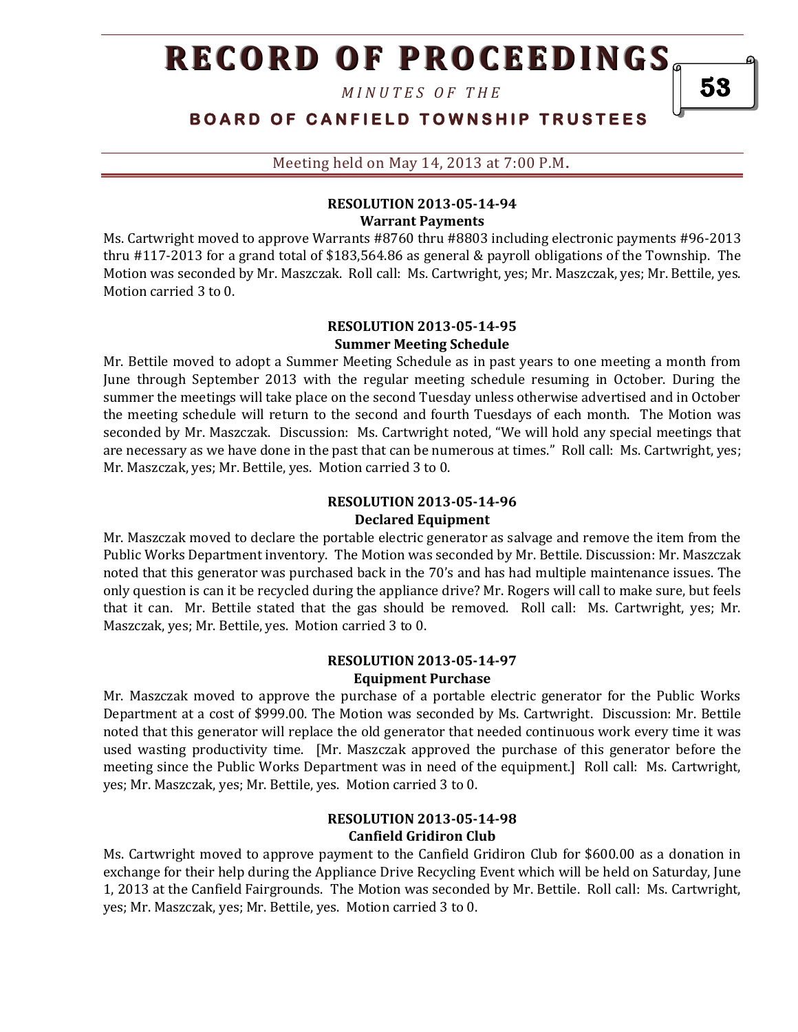### RESOLUTION 2013-05-14-94
**Warrant Payments**

Ms. Cartwright moved to approve Warrants #8760 thru #8803 including electronic payments #96-2013 thru #117-2013 for a grand total of $183,564.86 as general & payroll obligations of the Township. The Motion was seconded by Mr. Maszczak. Roll call: Ms. Cartwright, yes; Mr. Maszczak, yes; Mr. Bettile, yes. Motion carried 3 to 0.

### RESOLUTION 2013-05-14-95
**Summer Meeting Schedule**

Mr. Bettile moved to adopt a Summer Meeting Schedule as in past years to one meeting a month from June through September 2013 with the regular meeting schedule resuming in October. During the summer the meetings will take place on the second Tuesday unless otherwise advertised and in October the meeting schedule will return to the second and fourth Tuesdays of each month. The Motion was seconded by Mr. Maszczak. Discussion: Ms. Cartwright noted, "We will hold any special meetings that are necessary as we have done in the past that can be numerous at times." Roll call: Ms. Cartwright, yes; Mr. Maszczak, yes; Mr. Bettile, yes. Motion carried 3 to 0.

### RESOLUTION 2013-05-14-96
**Declared Equipment**

Mr. Maszczak moved to declare the portable electric generator as salvage and remove the item from the Public Works Department inventory. The Motion was seconded by Mr. Bettile. Discussion: Mr. Maszczak noted that this generator was purchased back in the 70's and has had multiple maintenance issues. The only question is can it be recycled during the appliance drive? Mr. Rogers will call to make sure, but feels that it can. Mr. Bettile stated that the gas should be removed. Roll call: Ms. Cartwright, yes; Mr. Maszczak, yes; Mr. Bettile, yes. Motion carried 3 to 0.

### RESOLUTION 2013-05-14-97
**Equipment Purchase**

Mr. Maszczak moved to approve the purchase of a portable electric generator for the Public Works Department at a cost of $999.00. The Motion was seconded by Ms. Cartwright. Discussion: Mr. Bettile noted that this generator will replace the old generator that needed continuous work every time it was used wasting productivity time. [Mr. Maszczak approved the purchase of this generator before the meeting since the Public Works Department was in need of the equipment.] Roll call: Ms. Cartwright, yes; Mr. Maszczak, yes; Mr. Bettile, yes. Motion carried 3 to 0.

### RESOLUTION 2013-05-14-98
**Canfield Gridiron Club**

Ms. Cartwright moved to approve payment to the Canfield Gridiron Club for $600.00 as a donation in exchange for their help during the Appliance Drive Recycling Event which will be held on Saturday, June 1, 2013 at the Canfield Fairgrounds. The Motion was seconded by Mr. Bettile. Roll call: Ms. Cartwright, yes; Mr. Maszczak, yes; Mr. Bettile, yes. Motion carried 3 to 0.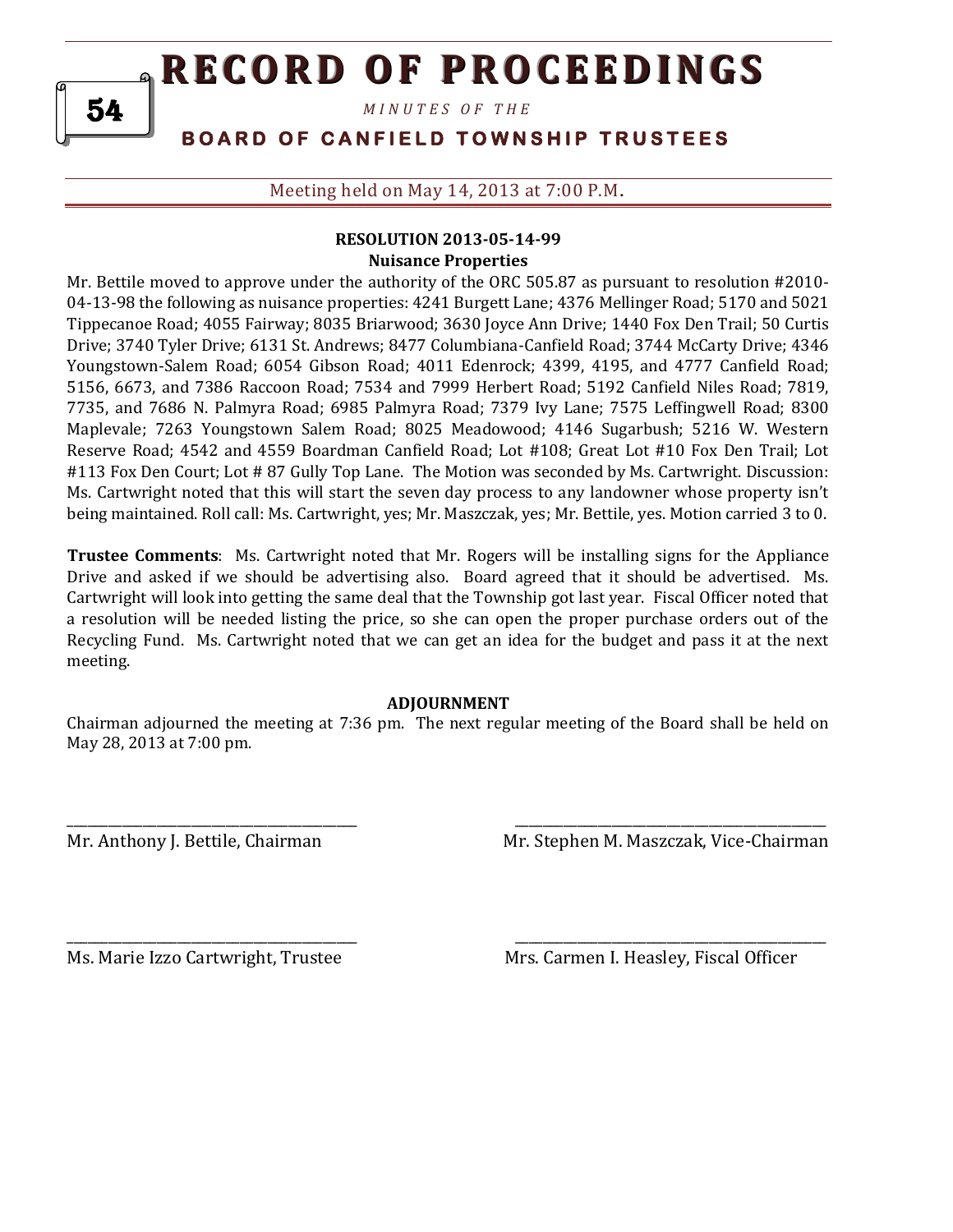**RESOLUTION 2013-05-14-99**
**Nuisance Properties**

Mr. Bettile moved to approve under the authority of the ORC 505.87 as pursuant to resolution #2010-04-13-98 the following as nuisance properties: 4241 Burgett Lane; 4376 Mellinger Road; 5170 and 5021 Tippecanoe Road; 4055 Fairway; 8035 Briarwood; 3630 Joyce Ann Drive; 1440 Fox Den Trail; 50 Curtis Drive; 3740 Tyler Drive; 6131 St. Andrews; 8477 Columbiana-Canfield Road; 3744 McCarty Drive; 4346 Youngstown-Salem Road; 6054 Gibson Road; 4011 Edenrock; 4399, 4195, and 4777 Canfield Road; 5156, 6673, and 7386 Raccoon Road; 7534 and 7999 Herbert Road; 5192 Canfield Niles Road; 7819, 7735, and 7686 N. Palmyra Road; 6985 Palmyra Road; 7379 Ivy Lane; 7575 Leffingwell Road; 8300 Maplevale; 7263 Youngstown Salem Road; 8025 Meadowood; 4146 Sugarbush; 5216 W. Western Reserve Road; 4542 and 4559 Boardman Canfield Road; Lot #108; Great Lot #10 Fox Den Trail; Lot #113 Fox Den Court; Lot # 87 Gully Top Lane. The Motion was seconded by Ms. Cartwright. Discussion: Ms. Cartwright noted that this will start the seven day process to any landowner whose property isn't being maintained. Roll call: Ms. Cartwright, yes; Mr. Maszczak, yes; Mr. Bettile, yes. Motion carried 3 to 0.

**Trustee Comments**: Ms. Cartwright noted that Mr. Rogers will be installing signs for the Appliance Drive and asked if we should be advertising also. Board agreed that it should be advertised. Ms. Cartwright will look into getting the same deal that the Township got last year. Fiscal Officer noted that a resolution will be needed listing the price, so she can open the proper purchase orders out of the Recycling Fund. Ms. Cartwright noted that we can get an idea for the budget and pass it at the next meeting.

**ADJOURNMENT**

Chairman adjourned the meeting at 7:36 pm. The next regular meeting of the Board shall be held on May 28, 2013 at 7:00 pm.

\_\_\_\_\_\_\_\_\_\_\_\_\_\_\_\_\_\_\_\_\_\_\_\_\_\_\_\_\_\_\_\_\_\_\_\_\_\_
Mr. Anthony J. Bettile, Chairman

\_\_\_\_\_\_\_\_\_\_\_\_\_\_\_\_\_\_\_\_\_\_\_\_\_\_\_\_\_\_\_\_\_\_\_\_\_\_
Mr. Stephen M. Maszczak, Vice-Chairman

\_\_\_\_\_\_\_\_\_\_\_\_\_\_\_\_\_\_\_\_\_\_\_\_\_\_\_\_\_\_\_\_\_\_\_\_\_\_
Ms. Marie Izzo Cartwright, Trustee

\_\_\_\_\_\_\_\_\_\_\_\_\_\_\_\_\_\_\_\_\_\_\_\_\_\_\_\_\_\_\_\_\_\_\_\_\_\_
Mrs. Carmen I. Heasley, Fiscal Officer